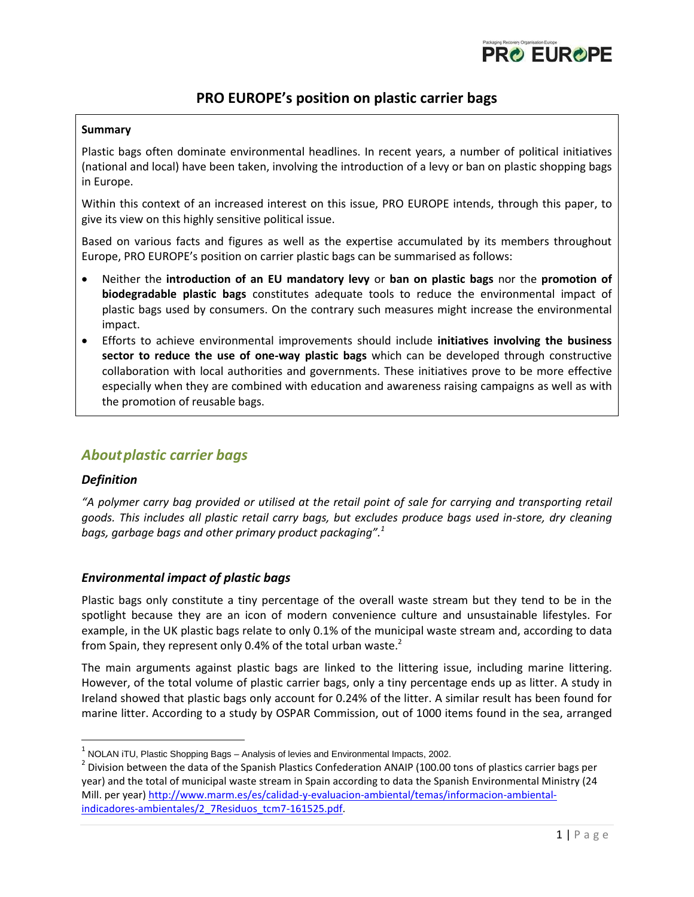# PRO EUROPE's position on plastic carrier bags

**Summary**

Plastic bags often dominate environmental headlines. In recent years, a number of political initiatives (national and local) have been taken, involving the introduction of a levy or ban on plastic shopping bags in Europe.

Within this context of an increased interest on this issue, PRO EUROPE intends, through this paper, to give its view on this highly sensitive political issue.

Based on various facts and figures as well as the expertise accumulated by its members throughout Europe, PRO EUROPE's position on carrier plastic bags can be summarised as follows:

- Neither the **introduction of an EU mandatory levy** or **ban on plastic bags** nor the **promotion of biodegradable plastic bags** constitutes adequate tools to reduce the environmental impact of plastic bags used by consumers. On the contrary such measures might increase the environmental impact.
- Efforts to achieve environmental improvements should include **initiatives involving the business sector to reduce the use of one-way plastic bags** which can be developed through constructive collaboration with local authorities and governments. These initiatives prove to be more effective especially when they are combined with education and awareness raising campaigns as well as with the promotion of reusable bags.

## *About plastic carrier bags*

### *Definition*

*"A polymer carry bag provided or utilised at the retail point of sale for carrying and transporting retail goods. This includes all plastic retail carry bags, but excludes produce bags used in-store, dry cleaning bags, garbage bags and other primary product packaging".*[1]

### *Environmental impact of plastic bags*

Plastic bags only constitute a tiny percentage of the overall waste stream but they tend to be in the spotlight because they are an icon of modern convenience culture and unsustainable lifestyles. For example, in the UK plastic bags relate to only 0.1% of the municipal waste stream and, according to data from Spain, they represent only 0.4% of the total urban waste.[2]

The main arguments against plastic bags are linked to the littering issue, including marine littering. However, of the total volume of plastic carrier bags, only a tiny percentage ends up as litter. A study in Ireland showed that plastic bags only account for 0.24% of the litter. A similar result has been found for marine litter. According to a study by OSPAR Commission, out of 1000 items found in the sea, arranged

---

[1] NOLAN iTU, Plastic Shopping Bags – Analysis of levies and Environmental Impacts, 2002.

[2] Division between the data of the Spanish Plastics Confederation ANAIP (100.00 tons of plastics carrier bags per year) and the total of municipal waste stream in Spain according to data the Spanish Environmental Ministry (24 Mill. per year) http://www.marm.es/es/calidad-y-evaluacion-ambiental/temas/informacion-ambiental-indicadores-ambientales/2_7Residuos_tcm7-161525.pdf.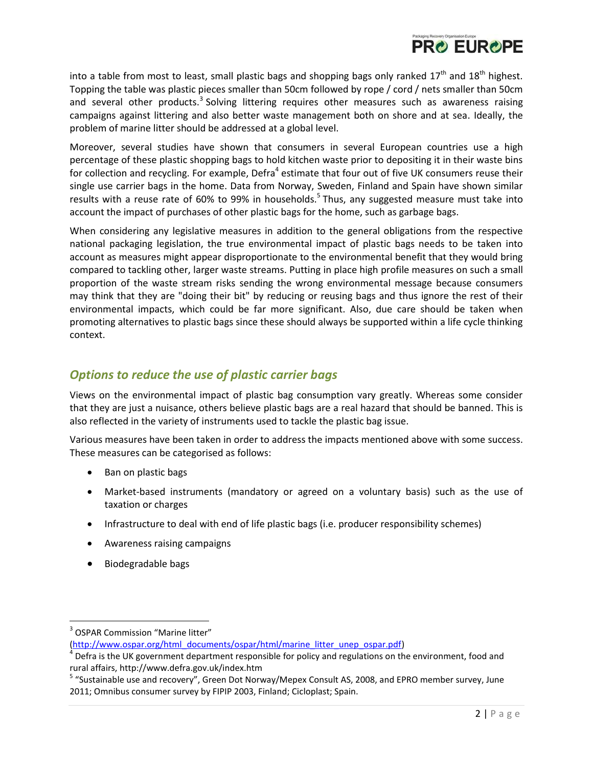into a table from most to least, small plastic bags and shopping bags only ranked 17th and 18th highest. Topping the table was plastic pieces smaller than 50cm followed by rope / cord / nets smaller than 50cm and several other products.[3] Solving littering requires other measures such as awareness raising campaigns against littering and also better waste management both on shore and at sea. Ideally, the problem of marine litter should be addressed at a global level.

Moreover, several studies have shown that consumers in several European countries use a high percentage of these plastic shopping bags to hold kitchen waste prior to depositing it in their waste bins for collection and recycling. For example, Defra[4] estimate that four out of five UK consumers reuse their single use carrier bags in the home. Data from Norway, Sweden, Finland and Spain have shown similar results with a reuse rate of 60% to 99% in households.[5] Thus, any suggested measure must take into account the impact of purchases of other plastic bags for the home, such as garbage bags.

When considering any legislative measures in addition to the general obligations from the respective national packaging legislation, the true environmental impact of plastic bags needs to be taken into account as measures might appear disproportionate to the environmental benefit that they would bring compared to tackling other, larger waste streams. Putting in place high profile measures on such a small proportion of the waste stream risks sending the wrong environmental message because consumers may think that they are "doing their bit" by reducing or reusing bags and thus ignore the rest of their environmental impacts, which could be far more significant. Also, due care should be taken when promoting alternatives to plastic bags since these should always be supported within a life cycle thinking context.

## *Options to reduce the use of plastic carrier bags*

Views on the environmental impact of plastic bag consumption vary greatly. Whereas some consider that they are just a nuisance, others believe plastic bags are a real hazard that should be banned. This is also reflected in the variety of instruments used to tackle the plastic bag issue.

Various measures have been taken in order to address the impacts mentioned above with some success. These measures can be categorised as follows:

- Ban on plastic bags
- Market-based instruments (mandatory or agreed on a voluntary basis) such as the use of taxation or charges
- Infrastructure to deal with end of life plastic bags (i.e. producer responsibility schemes)
- Awareness raising campaigns
- Biodegradable bags

---

[3] OSPAR Commission "Marine litter" (http://www.ospar.org/html_documents/ospar/html/marine_litter_unep_ospar.pdf)

[4] Defra is the UK government department responsible for policy and regulations on the environment, food and rural affairs, http://www.defra.gov.uk/index.htm

[5] "Sustainable use and recovery", Green Dot Norway/Mepex Consult AS, 2008, and EPRO member survey, June 2011; Omnibus consumer survey by FIPIP 2003, Finland; Cicloplast; Spain.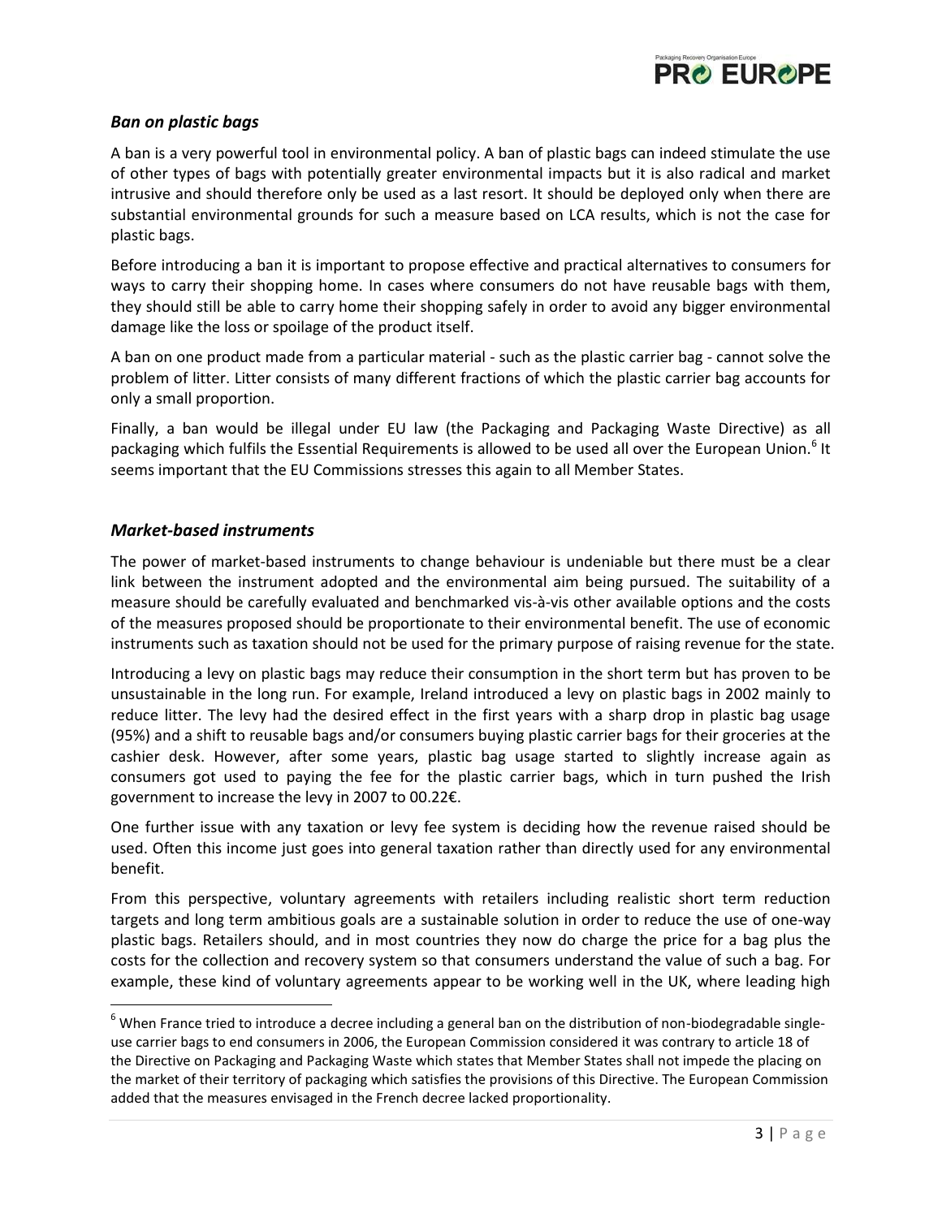### *Ban on plastic bags*

A ban is a very powerful tool in environmental policy. A ban of plastic bags can indeed stimulate the use of other types of bags with potentially greater environmental impacts but it is also radical and market intrusive and should therefore only be used as a last resort. It should be deployed only when there are substantial environmental grounds for such a measure based on LCA results, which is not the case for plastic bags.

Before introducing a ban it is important to propose effective and practical alternatives to consumers for ways to carry their shopping home. In cases where consumers do not have reusable bags with them, they should still be able to carry home their shopping safely in order to avoid any bigger environmental damage like the loss or spoilage of the product itself.

A ban on one product made from a particular material - such as the plastic carrier bag - cannot solve the problem of litter. Litter consists of many different fractions of which the plastic carrier bag accounts for only a small proportion.

Finally, a ban would be illegal under EU law (the Packaging and Packaging Waste Directive) as all packaging which fulfils the Essential Requirements is allowed to be used all over the European Union.[6] It seems important that the EU Commissions stresses this again to all Member States.

### *Market-based instruments*

The power of market-based instruments to change behaviour is undeniable but there must be a clear link between the instrument adopted and the environmental aim being pursued. The suitability of a measure should be carefully evaluated and benchmarked vis-à-vis other available options and the costs of the measures proposed should be proportionate to their environmental benefit. The use of economic instruments such as taxation should not be used for the primary purpose of raising revenue for the state.

Introducing a levy on plastic bags may reduce their consumption in the short term but has proven to be unsustainable in the long run. For example, Ireland introduced a levy on plastic bags in 2002 mainly to reduce litter. The levy had the desired effect in the first years with a sharp drop in plastic bag usage (95%) and a shift to reusable bags and/or consumers buying plastic carrier bags for their groceries at the cashier desk. However, after some years, plastic bag usage started to slightly increase again as consumers got used to paying the fee for the plastic carrier bags, which in turn pushed the Irish government to increase the levy in 2007 to 00.22€.

One further issue with any taxation or levy fee system is deciding how the revenue raised should be used. Often this income just goes into general taxation rather than directly used for any environmental benefit.

From this perspective, voluntary agreements with retailers including realistic short term reduction targets and long term ambitious goals are a sustainable solution in order to reduce the use of one-way plastic bags. Retailers should, and in most countries they now do charge the price for a bag plus the costs for the collection and recovery system so that consumers understand the value of such a bag. For example, these kind of voluntary agreements appear to be working well in the UK, where leading high

---

[6] When France tried to introduce a decree including a general ban on the distribution of non-biodegradable single-use carrier bags to end consumers in 2006, the European Commission considered it was contrary to article 18 of the Directive on Packaging and Packaging Waste which states that Member States shall not impede the placing on the market of their territory of packaging which satisfies the provisions of this Directive. The European Commission added that the measures envisaged in the French decree lacked proportionality.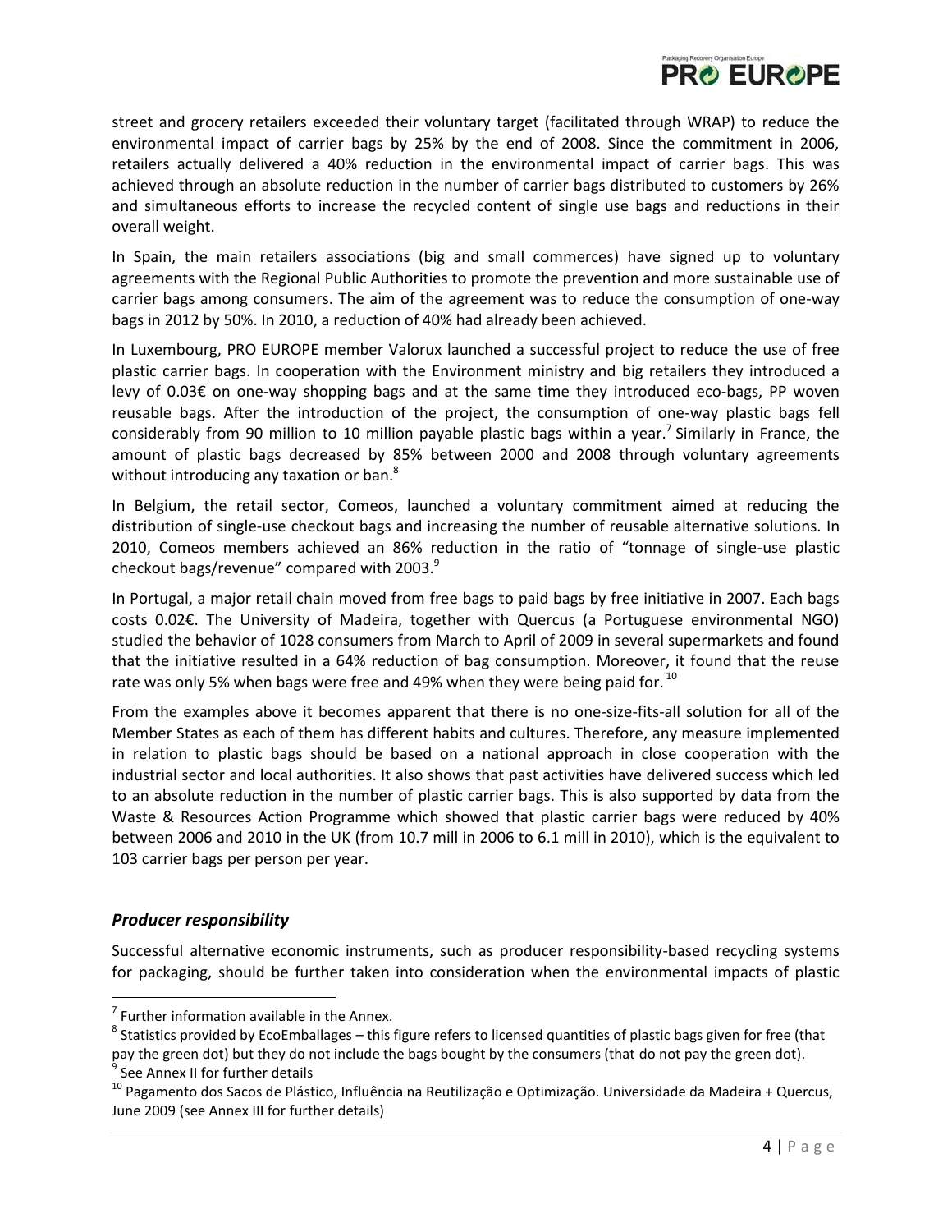street and grocery retailers exceeded their voluntary target (facilitated through WRAP) to reduce the environmental impact of carrier bags by 25% by the end of 2008. Since the commitment in 2006, retailers actually delivered a 40% reduction in the environmental impact of carrier bags. This was achieved through an absolute reduction in the number of carrier bags distributed to customers by 26% and simultaneous efforts to increase the recycled content of single use bags and reductions in their overall weight.

In Spain, the main retailers associations (big and small commerces) have signed up to voluntary agreements with the Regional Public Authorities to promote the prevention and more sustainable use of carrier bags among consumers. The aim of the agreement was to reduce the consumption of one-way bags in 2012 by 50%. In 2010, a reduction of 40% had already been achieved.

In Luxembourg, PRO EUROPE member Valorux launched a successful project to reduce the use of free plastic carrier bags. In cooperation with the Environment ministry and big retailers they introduced a levy of 0.03€ on one-way shopping bags and at the same time they introduced eco-bags, PP woven reusable bags. After the introduction of the project, the consumption of one-way plastic bags fell considerably from 90 million to 10 million payable plastic bags within a year.[7] Similarly in France, the amount of plastic bags decreased by 85% between 2000 and 2008 through voluntary agreements without introducing any taxation or ban.[8]

In Belgium, the retail sector, Comeos, launched a voluntary commitment aimed at reducing the distribution of single-use checkout bags and increasing the number of reusable alternative solutions. In 2010, Comeos members achieved an 86% reduction in the ratio of "tonnage of single-use plastic checkout bags/revenue" compared with 2003.[9]

In Portugal, a major retail chain moved from free bags to paid bags by free initiative in 2007. Each bags costs 0.02€. The University of Madeira, together with Quercus (a Portuguese environmental NGO) studied the behavior of 1028 consumers from March to April of 2009 in several supermarkets and found that the initiative resulted in a 64% reduction of bag consumption. Moreover, it found that the reuse rate was only 5% when bags were free and 49% when they were being paid for.[10]

From the examples above it becomes apparent that there is no one-size-fits-all solution for all of the Member States as each of them has different habits and cultures. Therefore, any measure implemented in relation to plastic bags should be based on a national approach in close cooperation with the industrial sector and local authorities. It also shows that past activities have delivered success which led to an absolute reduction in the number of plastic carrier bags. This is also supported by data from the Waste & Resources Action Programme which showed that plastic carrier bags were reduced by 40% between 2006 and 2010 in the UK (from 10.7 mill in 2006 to 6.1 mill in 2010), which is the equivalent to 103 carrier bags per person per year.

### *Producer responsibility*

Successful alternative economic instruments, such as producer responsibility-based recycling systems for packaging, should be further taken into consideration when the environmental impacts of plastic

---

[7] Further information available in the Annex.

[8] Statistics provided by EcoEmballages – this figure refers to licensed quantities of plastic bags given for free (that pay the green dot) but they do not include the bags bought by the consumers (that do not pay the green dot).

[9] See Annex II for further details

[10] Pagamento dos Sacos de Plástico, Influência na Reutilização e Optimização. Universidade da Madeira + Quercus, June 2009 (see Annex III for further details)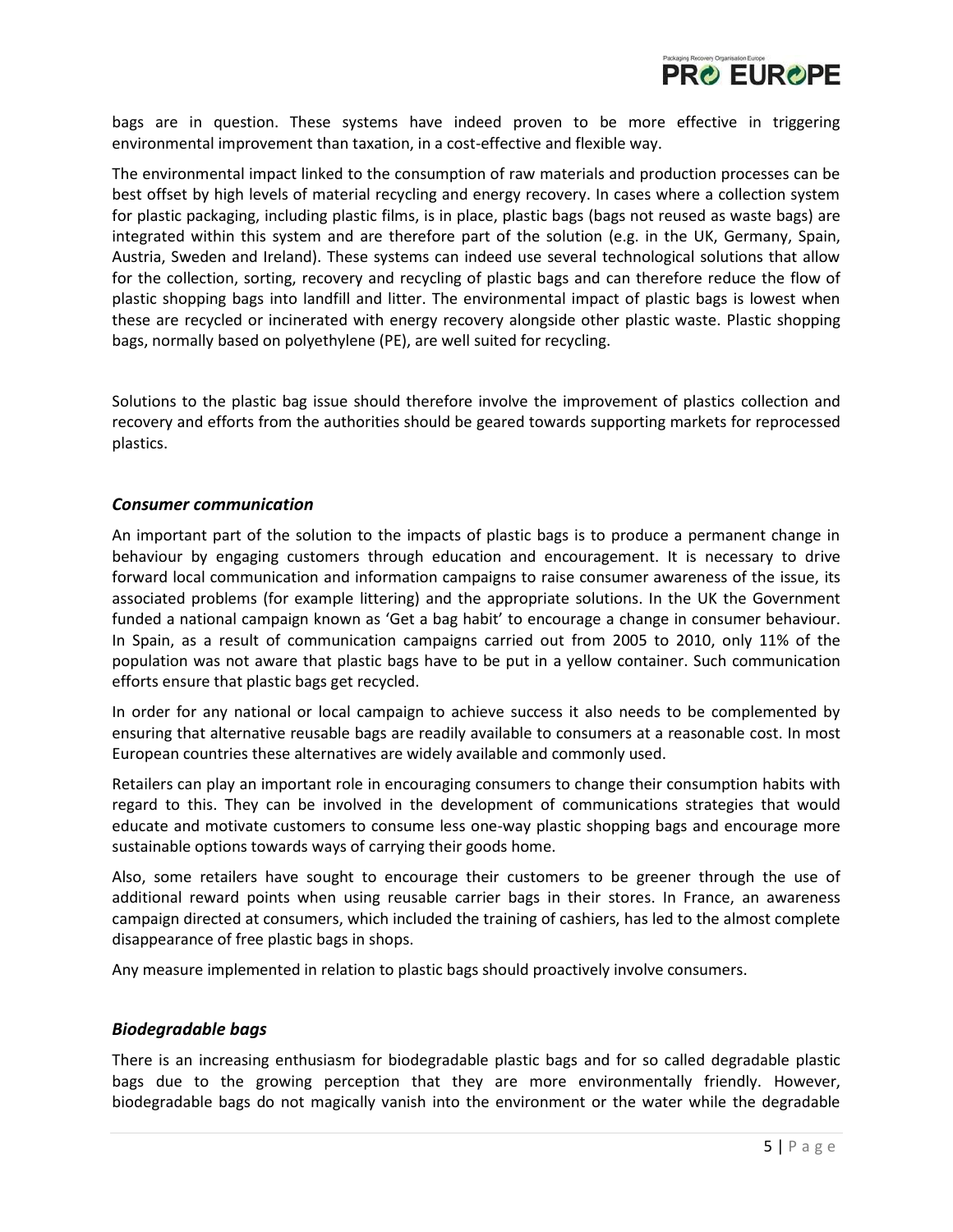bags are in question. These systems have indeed proven to be more effective in triggering environmental improvement than taxation, in a cost-effective and flexible way.

The environmental impact linked to the consumption of raw materials and production processes can be best offset by high levels of material recycling and energy recovery. In cases where a collection system for plastic packaging, including plastic films, is in place, plastic bags (bags not reused as waste bags) are integrated within this system and are therefore part of the solution (e.g. in the UK, Germany, Spain, Austria, Sweden and Ireland). These systems can indeed use several technological solutions that allow for the collection, sorting, recovery and recycling of plastic bags and can therefore reduce the flow of plastic shopping bags into landfill and litter. The environmental impact of plastic bags is lowest when these are recycled or incinerated with energy recovery alongside other plastic waste. Plastic shopping bags, normally based on polyethylene (PE), are well suited for recycling.

Solutions to the plastic bag issue should therefore involve the improvement of plastics collection and recovery and efforts from the authorities should be geared towards supporting markets for reprocessed plastics.

### *Consumer communication*

An important part of the solution to the impacts of plastic bags is to produce a permanent change in behaviour by engaging customers through education and encouragement. It is necessary to drive forward local communication and information campaigns to raise consumer awareness of the issue, its associated problems (for example littering) and the appropriate solutions. In the UK the Government funded a national campaign known as 'Get a bag habit' to encourage a change in consumer behaviour. In Spain, as a result of communication campaigns carried out from 2005 to 2010, only 11% of the population was not aware that plastic bags have to be put in a yellow container. Such communication efforts ensure that plastic bags get recycled.

In order for any national or local campaign to achieve success it also needs to be complemented by ensuring that alternative reusable bags are readily available to consumers at a reasonable cost. In most European countries these alternatives are widely available and commonly used.

Retailers can play an important role in encouraging consumers to change their consumption habits with regard to this. They can be involved in the development of communications strategies that would educate and motivate customers to consume less one-way plastic shopping bags and encourage more sustainable options towards ways of carrying their goods home.

Also, some retailers have sought to encourage their customers to be greener through the use of additional reward points when using reusable carrier bags in their stores. In France, an awareness campaign directed at consumers, which included the training of cashiers, has led to the almost complete disappearance of free plastic bags in shops.

Any measure implemented in relation to plastic bags should proactively involve consumers.

### *Biodegradable bags*

There is an increasing enthusiasm for biodegradable plastic bags and for so called degradable plastic bags due to the growing perception that they are more environmentally friendly. However, biodegradable bags do not magically vanish into the environment or the water while the degradable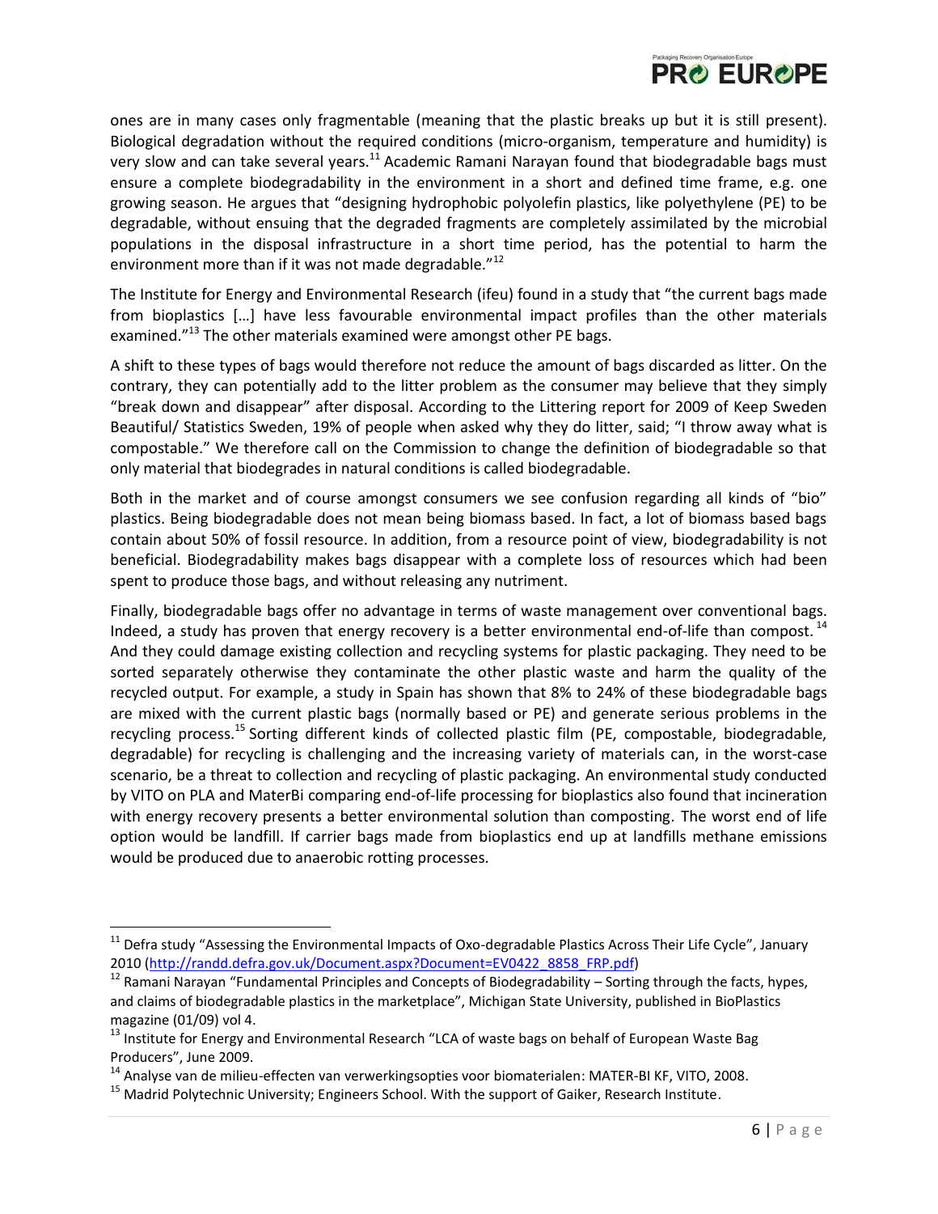ones are in many cases only fragmentable (meaning that the plastic breaks up but it is still present). Biological degradation without the required conditions (micro-organism, temperature and humidity) is very slow and can take several years.[11] Academic Ramani Narayan found that biodegradable bags must ensure a complete biodegradability in the environment in a short and defined time frame, e.g. one growing season. He argues that "designing hydrophobic polyolefin plastics, like polyethylene (PE) to be degradable, without ensuing that the degraded fragments are completely assimilated by the microbial populations in the disposal infrastructure in a short time period, has the potential to harm the environment more than if it was not made degradable."[12]

The Institute for Energy and Environmental Research (ifeu) found in a study that "the current bags made from bioplastics […] have less favourable environmental impact profiles than the other materials examined."[13] The other materials examined were amongst other PE bags.

A shift to these types of bags would therefore not reduce the amount of bags discarded as litter. On the contrary, they can potentially add to the litter problem as the consumer may believe that they simply "break down and disappear" after disposal. According to the Littering report for 2009 of Keep Sweden Beautiful/ Statistics Sweden, 19% of people when asked why they do litter, said; "I throw away what is compostable." We therefore call on the Commission to change the definition of biodegradable so that only material that biodegrades in natural conditions is called biodegradable.

Both in the market and of course amongst consumers we see confusion regarding all kinds of "bio" plastics. Being biodegradable does not mean being biomass based. In fact, a lot of biomass based bags contain about 50% of fossil resource. In addition, from a resource point of view, biodegradability is not beneficial. Biodegradability makes bags disappear with a complete loss of resources which had been spent to produce those bags, and without releasing any nutriment.

Finally, biodegradable bags offer no advantage in terms of waste management over conventional bags. Indeed, a study has proven that energy recovery is a better environmental end-of-life than compost.[14] And they could damage existing collection and recycling systems for plastic packaging. They need to be sorted separately otherwise they contaminate the other plastic waste and harm the quality of the recycled output. For example, a study in Spain has shown that 8% to 24% of these biodegradable bags are mixed with the current plastic bags (normally based or PE) and generate serious problems in the recycling process.[15] Sorting different kinds of collected plastic film (PE, compostable, biodegradable, degradable) for recycling is challenging and the increasing variety of materials can, in the worst-case scenario, be a threat to collection and recycling of plastic packaging. An environmental study conducted by VITO on PLA and MaterBi comparing end-of-life processing for bioplastics also found that incineration with energy recovery presents a better environmental solution than composting. The worst end of life option would be landfill. If carrier bags made from bioplastics end up at landfills methane emissions would be produced due to anaerobic rotting processes.

---

[11] Defra study "Assessing the Environmental Impacts of Oxo-degradable Plastics Across Their Life Cycle", January 2010 (http://randd.defra.gov.uk/Document.aspx?Document=EV0422_8858_FRP.pdf)

[12] Ramani Narayan "Fundamental Principles and Concepts of Biodegradability – Sorting through the facts, hypes, and claims of biodegradable plastics in the marketplace", Michigan State University, published in BioPlastics magazine (01/09) vol 4.

[13] Institute for Energy and Environmental Research "LCA of waste bags on behalf of European Waste Bag Producers", June 2009.

[14] Analyse van de milieu-effecten van verwerkingsopties voor biomaterialen: MATER-BI KF, VITO, 2008.

[15] Madrid Polytechnic University; Engineers School. With the support of Gaiker, Research Institute.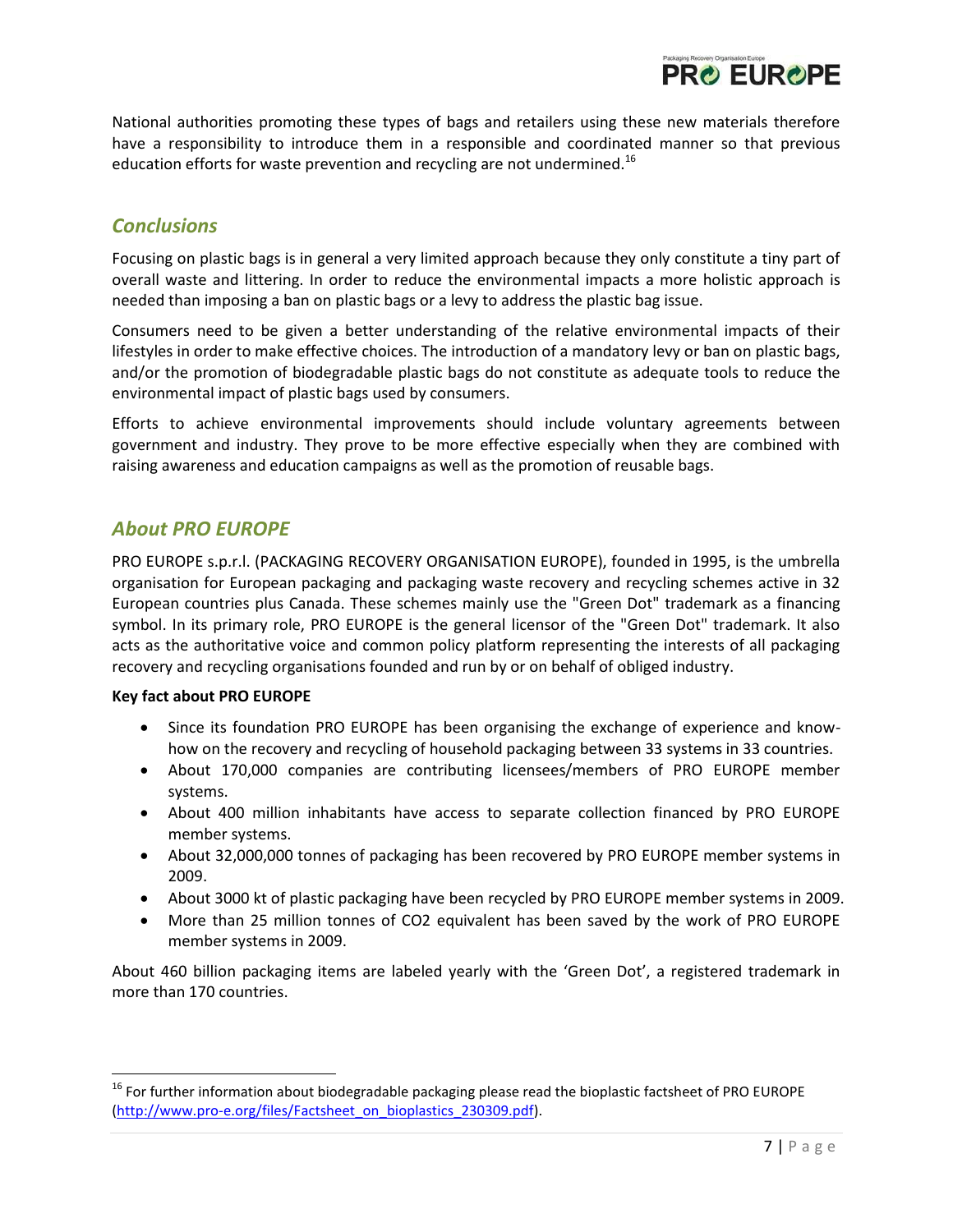National authorities promoting these types of bags and retailers using these new materials therefore have a responsibility to introduce them in a responsible and coordinated manner so that previous education efforts for waste prevention and recycling are not undermined.[16]

## *Conclusions*

Focusing on plastic bags is in general a very limited approach because they only constitute a tiny part of overall waste and littering. In order to reduce the environmental impacts a more holistic approach is needed than imposing a ban on plastic bags or a levy to address the plastic bag issue.

Consumers need to be given a better understanding of the relative environmental impacts of their lifestyles in order to make effective choices. The introduction of a mandatory levy or ban on plastic bags, and/or the promotion of biodegradable plastic bags do not constitute as adequate tools to reduce the environmental impact of plastic bags used by consumers.

Efforts to achieve environmental improvements should include voluntary agreements between government and industry. They prove to be more effective especially when they are combined with raising awareness and education campaigns as well as the promotion of reusable bags.

## *About PRO EUROPE*

PRO EUROPE s.p.r.l. (PACKAGING RECOVERY ORGANISATION EUROPE), founded in 1995, is the umbrella organisation for European packaging and packaging waste recovery and recycling schemes active in 32 European countries plus Canada. These schemes mainly use the "Green Dot" trademark as a financing symbol. In its primary role, PRO EUROPE is the general licensor of the "Green Dot" trademark. It also acts as the authoritative voice and common policy platform representing the interests of all packaging recovery and recycling organisations founded and run by or on behalf of obliged industry.

**Key fact about PRO EUROPE**

- Since its foundation PRO EUROPE has been organising the exchange of experience and know-how on the recovery and recycling of household packaging between 33 systems in 33 countries.
- About 170,000 companies are contributing licensees/members of PRO EUROPE member systems.
- About 400 million inhabitants have access to separate collection financed by PRO EUROPE member systems.
- About 32,000,000 tonnes of packaging has been recovered by PRO EUROPE member systems in 2009.
- About 3000 kt of plastic packaging have been recycled by PRO EUROPE member systems in 2009.
- More than 25 million tonnes of CO2 equivalent has been saved by the work of PRO EUROPE member systems in 2009.

About 460 billion packaging items are labeled yearly with the 'Green Dot', a registered trademark in more than 170 countries.

---

[16] For further information about biodegradable packaging please read the bioplastic factsheet of PRO EUROPE (http://www.pro-e.org/files/Factsheet_on_bioplastics_230309.pdf).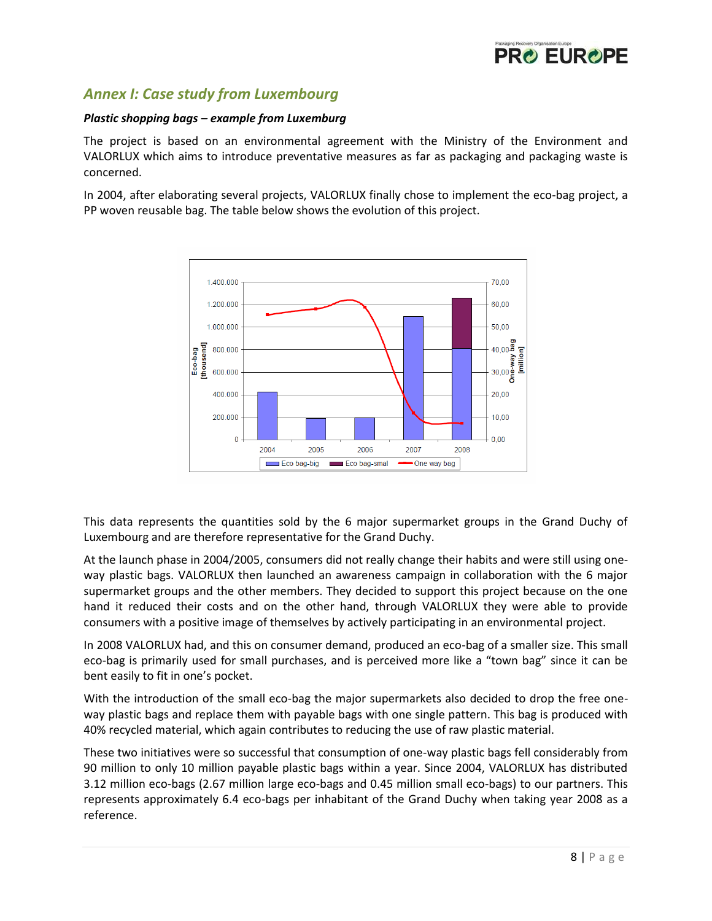## *Annex I: Case study from Luxembourg*

***Plastic shopping bags – example from Luxemburg***

The project is based on an environmental agreement with the Ministry of the Environment and VALORLUX which aims to introduce preventative measures as far as packaging and packaging waste is concerned.

In 2004, after elaborating several projects, VALORLUX finally chose to implement the eco-bag project, a PP woven reusable bag. The table below shows the evolution of this project.

This data represents the quantities sold by the 6 major supermarket groups in the Grand Duchy of Luxembourg and are therefore representative for the Grand Duchy.

At the launch phase in 2004/2005, consumers did not really change their habits and were still using one-way plastic bags. VALORLUX then launched an awareness campaign in collaboration with the 6 major supermarket groups and the other members. They decided to support this project because on the one hand it reduced their costs and on the other hand, through VALORLUX they were able to provide consumers with a positive image of themselves by actively participating in an environmental project.

In 2008 VALORLUX had, and this on consumer demand, produced an eco-bag of a smaller size. This small eco-bag is primarily used for small purchases, and is perceived more like a "town bag" since it can be bent easily to fit in one's pocket.

With the introduction of the small eco-bag the major supermarkets also decided to drop the free one-way plastic bags and replace them with payable bags with one single pattern. This bag is produced with 40% recycled material, which again contributes to reducing the use of raw plastic material.

These two initiatives were so successful that consumption of one-way plastic bags fell considerably from 90 million to only 10 million payable plastic bags within a year. Since 2004, VALORLUX has distributed 3.12 million eco-bags (2.67 million large eco-bags and 0.45 million small eco-bags) to our partners. This represents approximately 6.4 eco-bags per inhabitant of the Grand Duchy when taking year 2008 as a reference.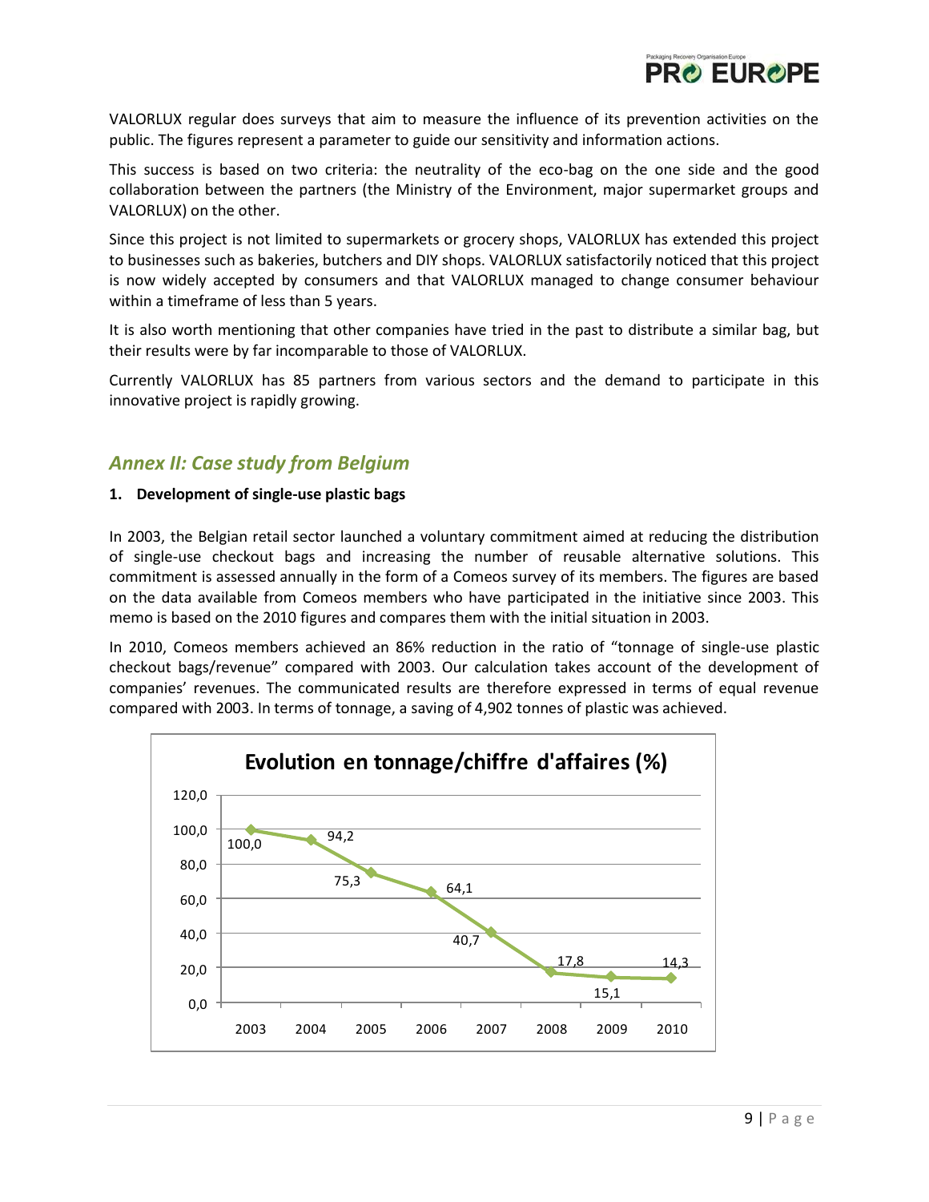VALORLUX regular does surveys that aim to measure the influence of its prevention activities on the public. The figures represent a parameter to guide our sensitivity and information actions.

This success is based on two criteria: the neutrality of the eco-bag on the one side and the good collaboration between the partners (the Ministry of the Environment, major supermarket groups and VALORLUX) on the other.

Since this project is not limited to supermarkets or grocery shops, VALORLUX has extended this project to businesses such as bakeries, butchers and DIY shops. VALORLUX satisfactorily noticed that this project is now widely accepted by consumers and that VALORLUX managed to change consumer behaviour within a timeframe of less than 5 years.

It is also worth mentioning that other companies have tried in the past to distribute a similar bag, but their results were by far incomparable to those of VALORLUX.

Currently VALORLUX has 85 partners from various sectors and the demand to participate in this innovative project is rapidly growing.

## *Annex II: Case study from Belgium*

**1. Development of single-use plastic bags**

In 2003, the Belgian retail sector launched a voluntary commitment aimed at reducing the distribution of single-use checkout bags and increasing the number of reusable alternative solutions. This commitment is assessed annually in the form of a Comeos survey of its members. The figures are based on the data available from Comeos members who have participated in the initiative since 2003. This memo is based on the 2010 figures and compares them with the initial situation in 2003.

In 2010, Comeos members achieved an 86% reduction in the ratio of "tonnage of single-use plastic checkout bags/revenue" compared with 2003. Our calculation takes account of the development of companies' revenues. The communicated results are therefore expressed in terms of equal revenue compared with 2003. In terms of tonnage, a saving of 4,902 tonnes of plastic was achieved.

**Evolution en tonnage/chiffre d'affaires (%)**

| 2003 | 2004 | 2005 | 2006 | 2007 | 2008 | 2009 | 2010 |
|---|---|---|---|---|---|---|---|
| 100,0 | 94,2 | 75,3 | 64,1 | 40,7 | 17,8 | 15,1 | 14,3 |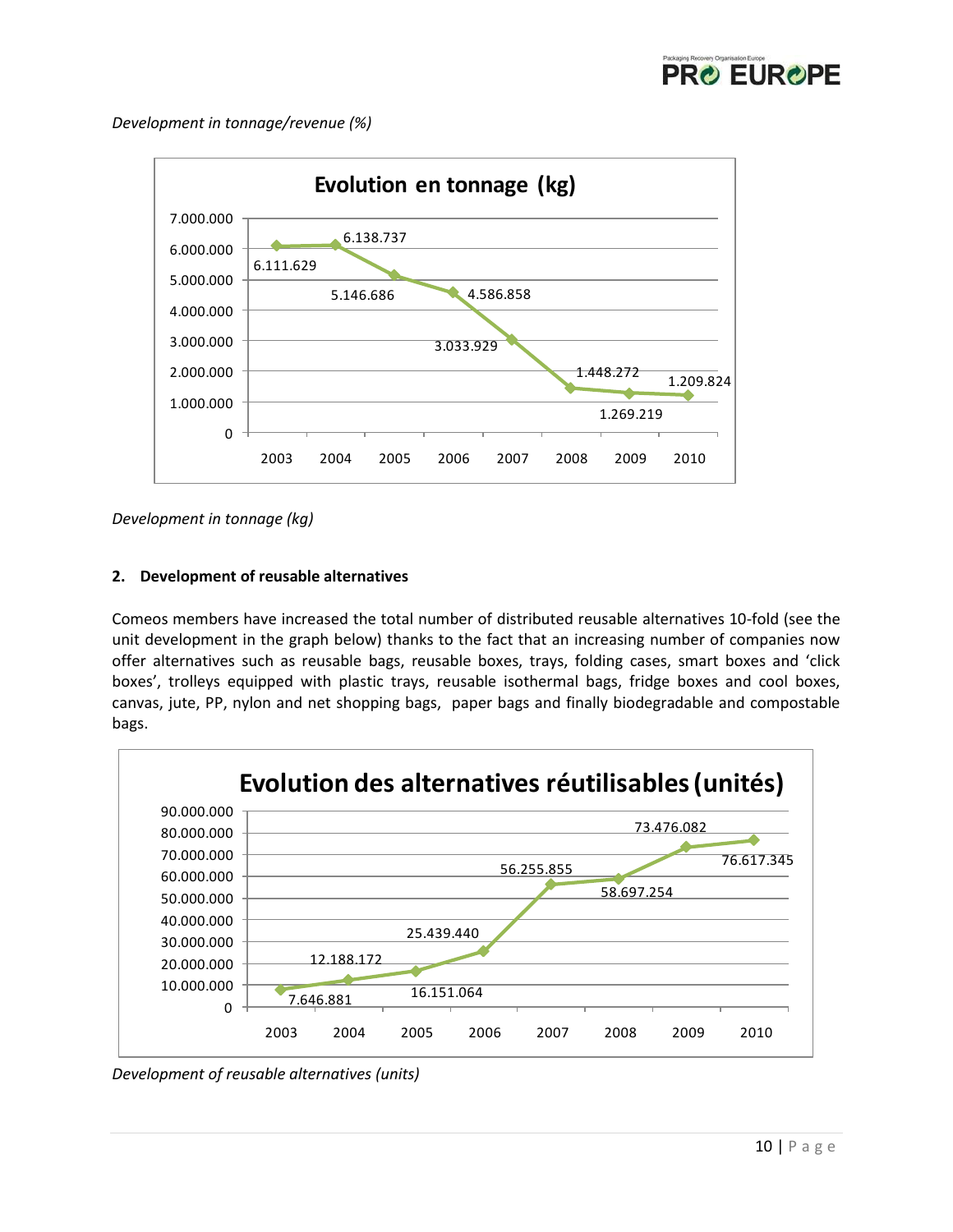*Development in tonnage/revenue (%)*

**Evolution en tonnage (kg)**

| Year | Tonnage (kg) |
|---|---|
| 2003 | 6.111.629 |
| 2004 | 6.138.737 |
| 2005 | 5.146.686 |
| 2006 | 4.586.858 |
| 2007 | 3.033.929 |
| 2008 | 1.448.272 |
| 2009 | 1.269.219 |
| 2010 | 1.209.824 |

*Development in tonnage (kg)*

**2. Development of reusable alternatives**

Comeos members have increased the total number of distributed reusable alternatives 10-fold (see the unit development in the graph below) thanks to the fact that an increasing number of companies now offer alternatives such as reusable bags, reusable boxes, trays, folding cases, smart boxes and 'click boxes', trolleys equipped with plastic trays, reusable isothermal bags, fridge boxes and cool boxes, canvas, jute, PP, nylon and net shopping bags, paper bags and finally biodegradable and compostable bags.

**Evolution des alternatives réutilisables (unités)**

| Year | Units |
|---|---|
| 2003 | 7.646.881 |
| 2004 | 12.188.172 |
| 2005 | 16.151.064 |
| 2006 | 25.439.440 |
| 2007 | 56.255.855 |
| 2008 | 58.697.254 |
| 2009 | 73.476.082 |
| 2010 | 76.617.345 |

*Development of reusable alternatives (units)*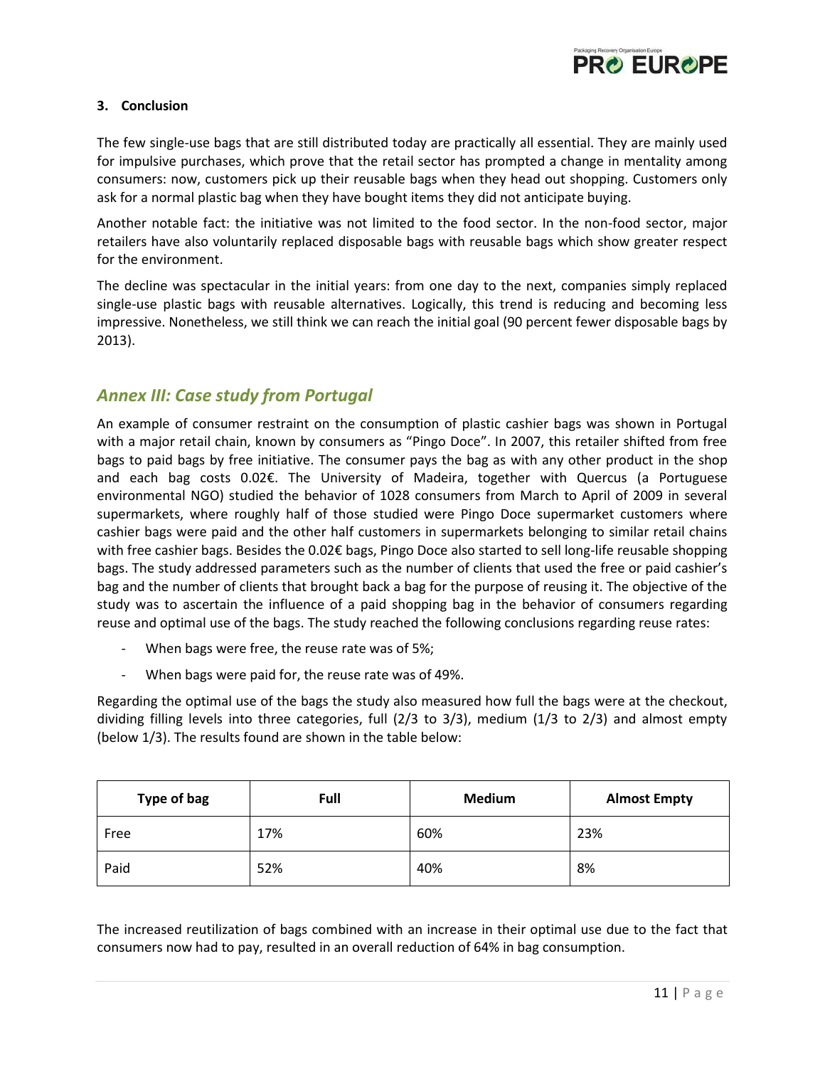### 3. Conclusion

The few single-use bags that are still distributed today are practically all essential. They are mainly used for impulsive purchases, which prove that the retail sector has prompted a change in mentality among consumers: now, customers pick up their reusable bags when they head out shopping. Customers only ask for a normal plastic bag when they have bought items they did not anticipate buying.

Another notable fact: the initiative was not limited to the food sector. In the non-food sector, major retailers have also voluntarily replaced disposable bags with reusable bags which show greater respect for the environment.

The decline was spectacular in the initial years: from one day to the next, companies simply replaced single-use plastic bags with reusable alternatives. Logically, this trend is reducing and becoming less impressive. Nonetheless, we still think we can reach the initial goal (90 percent fewer disposable bags by 2013).

## *Annex III: Case study from Portugal*

An example of consumer restraint on the consumption of plastic cashier bags was shown in Portugal with a major retail chain, known by consumers as "Pingo Doce". In 2007, this retailer shifted from free bags to paid bags by free initiative. The consumer pays the bag as with any other product in the shop and each bag costs 0.02€. The University of Madeira, together with Quercus (a Portuguese environmental NGO) studied the behavior of 1028 consumers from March to April of 2009 in several supermarkets, where roughly half of those studied were Pingo Doce supermarket customers where cashier bags were paid and the other half customers in supermarkets belonging to similar retail chains with free cashier bags. Besides the 0.02€ bags, Pingo Doce also started to sell long-life reusable shopping bags. The study addressed parameters such as the number of clients that used the free or paid cashier's bag and the number of clients that brought back a bag for the purpose of reusing it. The objective of the study was to ascertain the influence of a paid shopping bag in the behavior of consumers regarding reuse and optimal use of the bags. The study reached the following conclusions regarding reuse rates:

- When bags were free, the reuse rate was of 5%;
- When bags were paid for, the reuse rate was of 49%.

Regarding the optimal use of the bags the study also measured how full the bags were at the checkout, dividing filling levels into three categories, full (2/3 to 3/3), medium (1/3 to 2/3) and almost empty (below 1/3). The results found are shown in the table below:

| Type of bag | Full | Medium | Almost Empty |
|---|---|---|---|
| Free | 17% | 60% | 23% |
| Paid | 52% | 40% | 8% |

The increased reutilization of bags combined with an increase in their optimal use due to the fact that consumers now had to pay, resulted in an overall reduction of 64% in bag consumption.